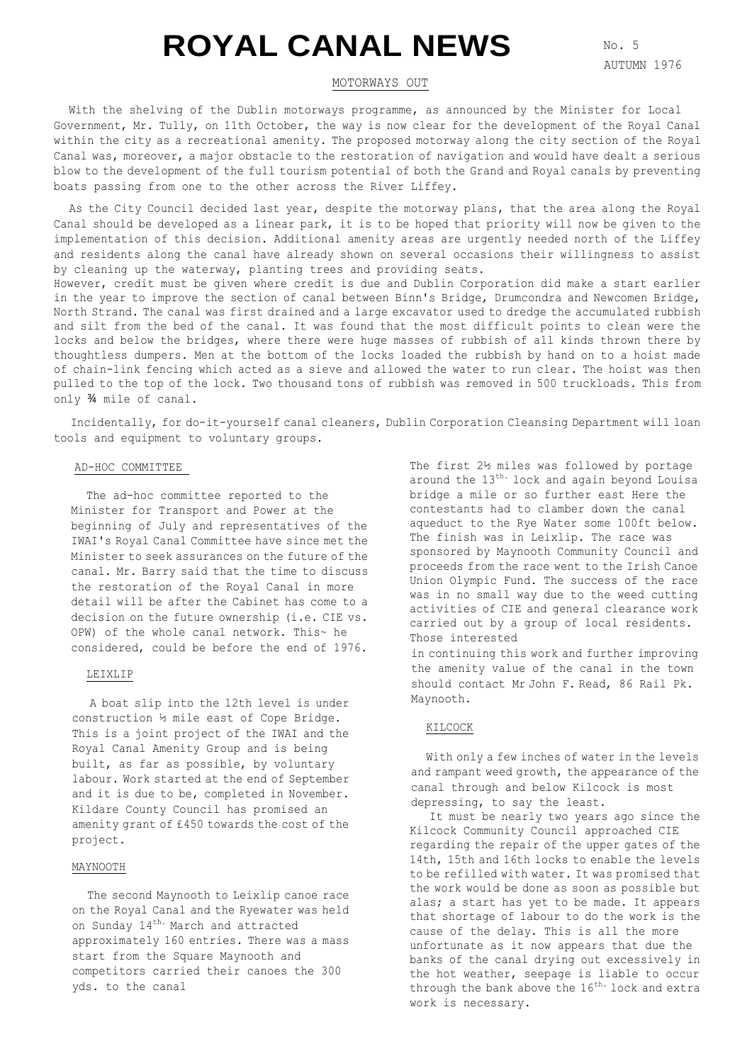# ROYAL CANAL NEWS

No. 5
AUTUMN 1976

## MOTORWAYS OUT

With the shelving of the Dublin motorways programme, as announced by the Minister for Local Government, Mr. Tully, on 11th October, the way is now clear for the development of the Royal Canal within the city as a recreational amenity. The proposed motorway along the city section of the Royal Canal was, moreover, a major obstacle to the restoration of navigation and would have dealt a serious blow to the development of the full tourism potential of both the Grand and Royal canals by preventing boats passing from one to the other across the River Liffey.

As the City Council decided last year, despite the motorway plans, that the area along the Royal Canal should be developed as a linear park, it is to be hoped that priority will now be given to the implementation of this decision. Additional amenity areas are urgently needed north of the Liffey and residents along the canal have already shown on several occasions their willingness to assist by cleaning up the waterway, planting trees and providing seats.
However, credit must be given where credit is due and Dublin Corporation did make a start earlier in the year to improve the section of canal between Binn's Bridge, Drumcondra and Newcomen Bridge, North Strand. The canal was first drained and a large excavator used to dredge the accumulated rubbish and silt from the bed of the canal. It was found that the most difficult points to clean were the locks and below the bridges, where there were huge masses of rubbish of all kinds thrown there by thoughtless dumpers. Men at the bottom of the locks loaded the rubbish by hand on to a hoist made of chain-link fencing which acted as a sieve and allowed the water to run clear. The hoist was then pulled to the top of the lock. Two thousand tons of rubbish was removed in 500 truckloads. This from only ¾ mile of canal.

Incidentally, for do-it-yourself canal cleaners, Dublin Corporation Cleansing Department will loan tools and equipment to voluntary groups.

## AD-HOC COMMITTEE

The ad-hoc committee reported to the Minister for Transport and Power at the beginning of July and representatives of the IWAI's Royal Canal Committee have since met the Minister to seek assurances on the future of the canal. Mr. Barry said that the time to discuss the restoration of the Royal Canal in more detail will be after the Cabinet has come to a decision on the future ownership (i.e. CIE vs. OPW) of the whole canal network. This~ he considered, could be before the end of 1976.

## LEIXLIP

A boat slip into the 12th level is under construction ½ mile east of Cope Bridge. This is a joint project of the IWAI and the Royal Canal Amenity Group and is being built, as far as possible, by voluntary labour. Work started at the end of September and it is due to be, completed in November. Kildare County Council has promised an amenity grant of £450 towards the cost of the project.

## MAYNOOTH

The second Maynooth to Leixlip canoe race on the Royal Canal and the Ryewater was held on Sunday 14th. March and attracted approximately 160 entries. There was a mass start from the Square Maynooth and competitors carried their canoes the 300 yds. to the canal

The first 2½ miles was followed by portage around the 13th. lock and again beyond Louisa bridge a mile or so further east Here the contestants had to clamber down the canal aqueduct to the Rye Water some 100ft below. The finish was in Leixlip. The race was sponsored by Maynooth Community Council and proceeds from the race went to the Irish Canoe Union Olympic Fund. The success of the race was in no small way due to the weed cutting activities of CIE and general clearance work carried out by a group of local residents. Those interested
in continuing this work and further improving the amenity value of the canal in the town should contact Mr John F. Read, 86 Rail Pk. Maynooth.

## KILCOCK

With only a few inches of water in the levels and rampant weed growth, the appearance of the canal through and below Kilcock is most depressing, to say the least.

It must be nearly two years ago since the Kilcock Community Council approached CIE regarding the repair of the upper gates of the 14th, 15th and 16th locks to enable the levels to be refilled with water. It was promised that the work would be done as soon as possible but alas; a start has yet to be made. It appears that shortage of labour to do the work is the cause of the delay. This is all the more unfortunate as it now appears that due the banks of the canal drying out excessively in the hot weather, seepage is liable to occur through the bank above the 16th. lock and extra work is necessary.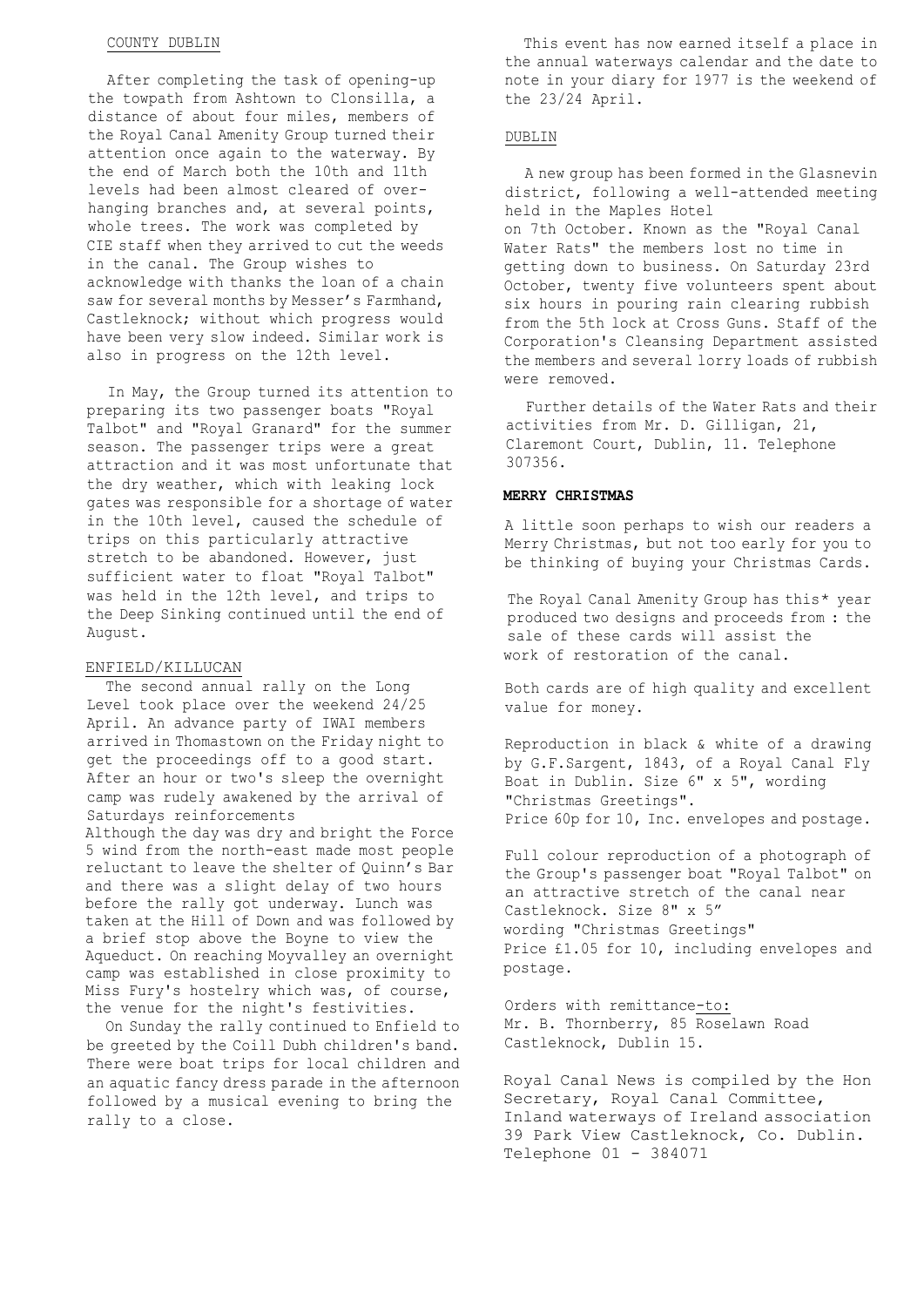## COUNTY DUBLIN

After completing the task of opening-up the towpath from Ashtown to Clonsilla, a distance of about four miles, members of the Royal Canal Amenity Group turned their attention once again to the waterway. By the end of March both the 10th and 11th levels had been almost cleared of overhanging branches and, at several points, whole trees. The work was completed by CIE staff when they arrived to cut the weeds in the canal. The Group wishes to acknowledge with thanks the loan of a chain saw for several months by Messer's Farmhand, Castleknock; without which progress would have been very slow indeed. Similar work is also in progress on the 12th level.

In May, the Group turned its attention to preparing its two passenger boats "Royal Talbot" and "Royal Granard" for the summer season. The passenger trips were a great attraction and it was most unfortunate that the dry weather, which with leaking lock gates was responsible for a shortage of water in the 10th level, caused the schedule of trips on this particularly attractive stretch to be abandoned. However, just sufficient water to float "Royal Talbot" was held in the 12th level, and trips to the Deep Sinking continued until the end of August.

## ENFIELD/KILLUCAN

The second annual rally on the Long Level took place over the weekend 24/25 April. An advance party of IWAI members arrived in Thomastown on the Friday night to get the proceedings off to a good start. After an hour or two's sleep the overnight camp was rudely awakened by the arrival of Saturdays reinforcements
Although the day was dry and bright the Force 5 wind from the north-east made most people reluctant to leave the shelter of Quinn's Bar and there was a slight delay of two hours before the rally got underway. Lunch was taken at the Hill of Down and was followed by a brief stop above the Boyne to view the Aqueduct. On reaching Moyvalley an overnight camp was established in close proximity to Miss Fury's hostelry which was, of course, the venue for the night's festivities.

On Sunday the rally continued to Enfield to be greeted by the Coill Dubh children's band. There were boat trips for local children and an aquatic fancy dress parade in the afternoon followed by a musical evening to bring the rally to a close.

This event has now earned itself a place in the annual waterways calendar and the date to note in your diary for 1977 is the weekend of the 23/24 April.

## DUBLIN

A new group has been formed in the Glasnevin district, following a well-attended meeting held in the Maples Hotel on 7th October. Known as the "Royal Canal Water Rats" the members lost no time in getting down to business. On Saturday 23rd October, twenty five volunteers spent about six hours in pouring rain clearing rubbish from the 5th lock at Cross Guns. Staff of the Corporation's Cleansing Department assisted the members and several lorry loads of rubbish were removed.

Further details of the Water Rats and their activities from Mr. D. Gilligan, 21, Claremont Court, Dublin, 11. Telephone 307356.

## MERRY CHRISTMAS

A little soon perhaps to wish our readers a Merry Christmas, but not too early for you to be thinking of buying your Christmas Cards.

The Royal Canal Amenity Group has this* year produced two designs and proceeds from : the sale of these cards will assist the work of restoration of the canal.

Both cards are of high quality and excellent value for money.

Reproduction in black & white of a drawing by G.F.Sargent, 1843, of a Royal Canal Fly Boat in Dublin. Size 6" x 5", wording "Christmas Greetings".
Price 60p for 10, Inc. envelopes and postage.

Full colour reproduction of a photograph of the Group's passenger boat "Royal Talbot" on an attractive stretch of the canal near Castleknock. Size 8" x 5"
wording "Christmas Greetings"
Price £1.05 for 10, including envelopes and postage.

Orders with remittance to:
Mr. B. Thornberry, 85 Roselawn Road
Castleknock, Dublin 15.

Royal Canal News is compiled by the Hon Secretary, Royal Canal Committee, Inland waterways of Ireland association
39 Park View Castleknock, Co. Dublin.
Telephone 01 - 384071